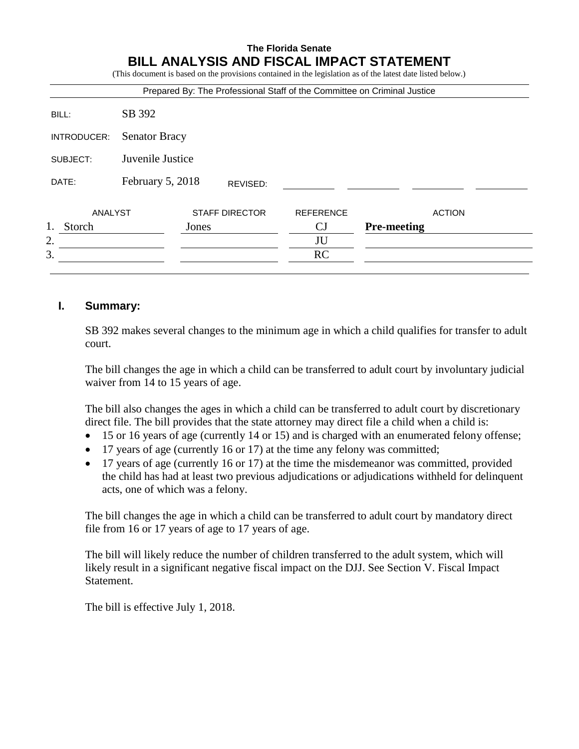**The Florida Senate**

# BILL ANALYSIS AND FISCAL IMPACT STATEMENT

(This document is based on the provisions contained in the legislation as of the latest date listed below.)

Prepared By: The Professional Staff of the Committee on Criminal Justice

| | |
|---|---|
| BILL: | SB 392 |
| INTRODUCER: | Senator Bracy |
| SUBJECT: | Juvenile Justice |
| DATE: | February 5, 2018 REVISED: |

| | ANALYST | STAFF DIRECTOR | REFERENCE | ACTION |
|---|---|---|---|---|
| 1. | Storch | Jones | CJ | **Pre-meeting** |
| 2. | | | JU | |
| 3. | | | RC | |

## I. Summary:

SB 392 makes several changes to the minimum age in which a child qualifies for transfer to adult court.

The bill changes the age in which a child can be transferred to adult court by involuntary judicial waiver from 14 to 15 years of age.

The bill also changes the ages in which a child can be transferred to adult court by discretionary direct file. The bill provides that the state attorney may direct file a child when a child is:

- 15 or 16 years of age (currently 14 or 15) and is charged with an enumerated felony offense;
- 17 years of age (currently 16 or 17) at the time any felony was committed;
- 17 years of age (currently 16 or 17) at the time the misdemeanor was committed, provided the child has had at least two previous adjudications or adjudications withheld for delinquent acts, one of which was a felony.

The bill changes the age in which a child can be transferred to adult court by mandatory direct file from 16 or 17 years of age to 17 years of age.

The bill will likely reduce the number of children transferred to the adult system, which will likely result in a significant negative fiscal impact on the DJJ. See Section V. Fiscal Impact Statement.

The bill is effective July 1, 2018.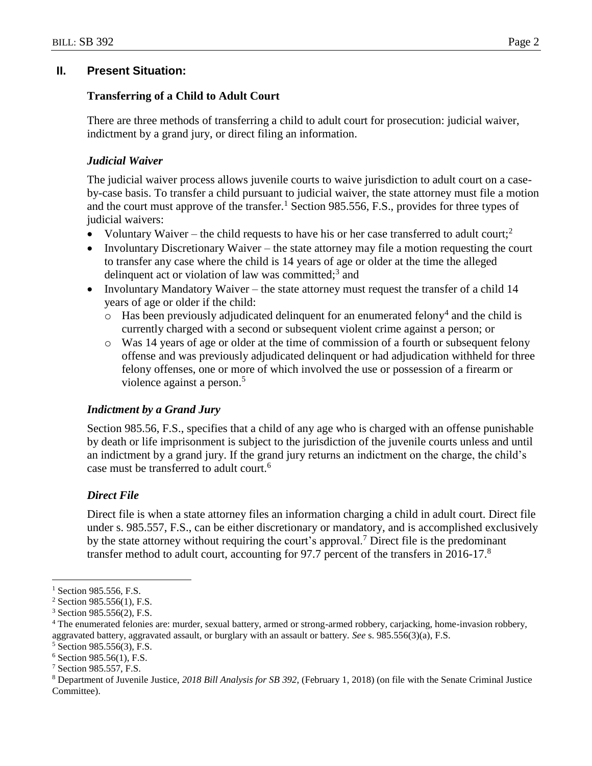## II. Present Situation:

### Transferring of a Child to Adult Court

There are three methods of transferring a child to adult court for prosecution: judicial waiver, indictment by a grand jury, or direct filing an information.

#### *Judicial Waiver*

The judicial waiver process allows juvenile courts to waive jurisdiction to adult court on a case-by-case basis. To transfer a child pursuant to judicial waiver, the state attorney must file a motion and the court must approve of the transfer.[1] Section 985.556, F.S., provides for three types of judicial waivers:

- Voluntary Waiver – the child requests to have his or her case transferred to adult court;[2]
- Involuntary Discretionary Waiver – the state attorney may file a motion requesting the court to transfer any case where the child is 14 years of age or older at the time the alleged delinquent act or violation of law was committed;[3] and
- Involuntary Mandatory Waiver – the state attorney must request the transfer of a child 14 years of age or older if the child:
  - Has been previously adjudicated delinquent for an enumerated felony[4] and the child is currently charged with a second or subsequent violent crime against a person; or
  - Was 14 years of age or older at the time of commission of a fourth or subsequent felony offense and was previously adjudicated delinquent or had adjudication withheld for three felony offenses, one or more of which involved the use or possession of a firearm or violence against a person.[5]

#### *Indictment by a Grand Jury*

Section 985.56, F.S., specifies that a child of any age who is charged with an offense punishable by death or life imprisonment is subject to the jurisdiction of the juvenile courts unless and until an indictment by a grand jury. If the grand jury returns an indictment on the charge, the child's case must be transferred to adult court.[6]

#### *Direct File*

Direct file is when a state attorney files an information charging a child in adult court. Direct file under s. 985.557, F.S., can be either discretionary or mandatory, and is accomplished exclusively by the state attorney without requiring the court's approval.[7] Direct file is the predominant transfer method to adult court, accounting for 97.7 percent of the transfers in 2016-17.[8]

---

[1] Section 985.556, F.S.

[2] Section 985.556(1), F.S.

[3] Section 985.556(2), F.S.

[4] The enumerated felonies are: murder, sexual battery, armed or strong-armed robbery, carjacking, home-invasion robbery, aggravated battery, aggravated assault, or burglary with an assault or battery. *See* s. 985.556(3)(a), F.S.

[5] Section 985.556(3), F.S.

[6] Section 985.56(1), F.S.

[7] Section 985.557, F.S.

[8] Department of Juvenile Justice, *2018 Bill Analysis for SB 392*, (February 1, 2018) (on file with the Senate Criminal Justice Committee).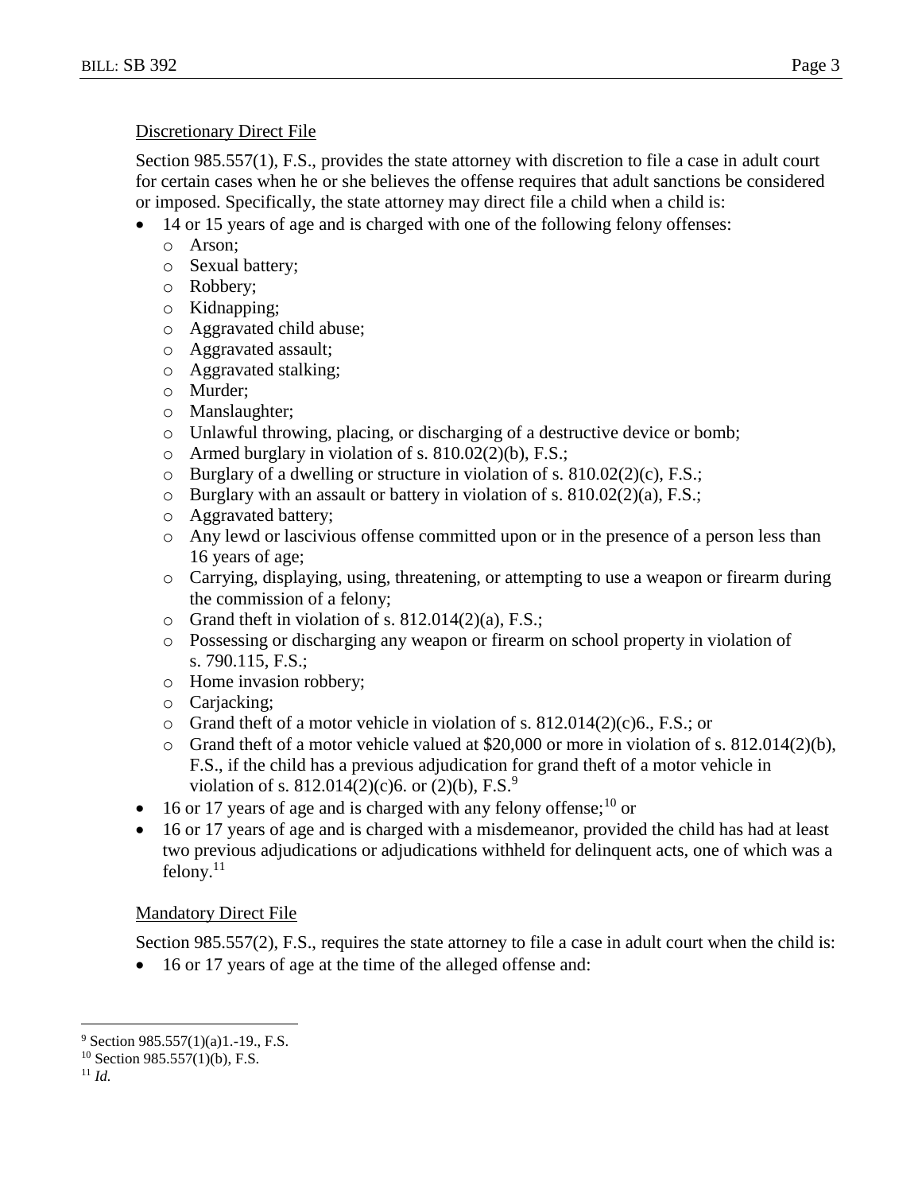Discretionary Direct File

Section 985.557(1), F.S., provides the state attorney with discretion to file a case in adult court for certain cases when he or she believes the offense requires that adult sanctions be considered or imposed. Specifically, the state attorney may direct file a child when a child is:

- 14 or 15 years of age and is charged with one of the following felony offenses:
  - Arson;
  - Sexual battery;
  - Robbery;
  - Kidnapping;
  - Aggravated child abuse;
  - Aggravated assault;
  - Aggravated stalking;
  - Murder;
  - Manslaughter;
  - Unlawful throwing, placing, or discharging of a destructive device or bomb;
  - Armed burglary in violation of s. 810.02(2)(b), F.S.;
  - Burglary of a dwelling or structure in violation of s. 810.02(2)(c), F.S.;
  - Burglary with an assault or battery in violation of s. 810.02(2)(a), F.S.;
  - Aggravated battery;
  - Any lewd or lascivious offense committed upon or in the presence of a person less than 16 years of age;
  - Carrying, displaying, using, threatening, or attempting to use a weapon or firearm during the commission of a felony;
  - Grand theft in violation of s. 812.014(2)(a), F.S.;
  - Possessing or discharging any weapon or firearm on school property in violation of s. 790.115, F.S.;
  - Home invasion robbery;
  - Carjacking;
  - Grand theft of a motor vehicle in violation of s. 812.014(2)(c)6., F.S.; or
  - Grand theft of a motor vehicle valued at $20,000 or more in violation of s. 812.014(2)(b), F.S., if the child has a previous adjudication for grand theft of a motor vehicle in violation of s. 812.014(2)(c)6. or (2)(b), F.S.[9]
- 16 or 17 years of age and is charged with any felony offense;[10] or
- 16 or 17 years of age and is charged with a misdemeanor, provided the child has had at least two previous adjudications or adjudications withheld for delinquent acts, one of which was a felony.[11]

Mandatory Direct File

Section 985.557(2), F.S., requires the state attorney to file a case in adult court when the child is:

- 16 or 17 years of age at the time of the alleged offense and:

---

[9] Section 985.557(1)(a)1.-19., F.S.
[10] Section 985.557(1)(b), F.S.
[11] *Id.*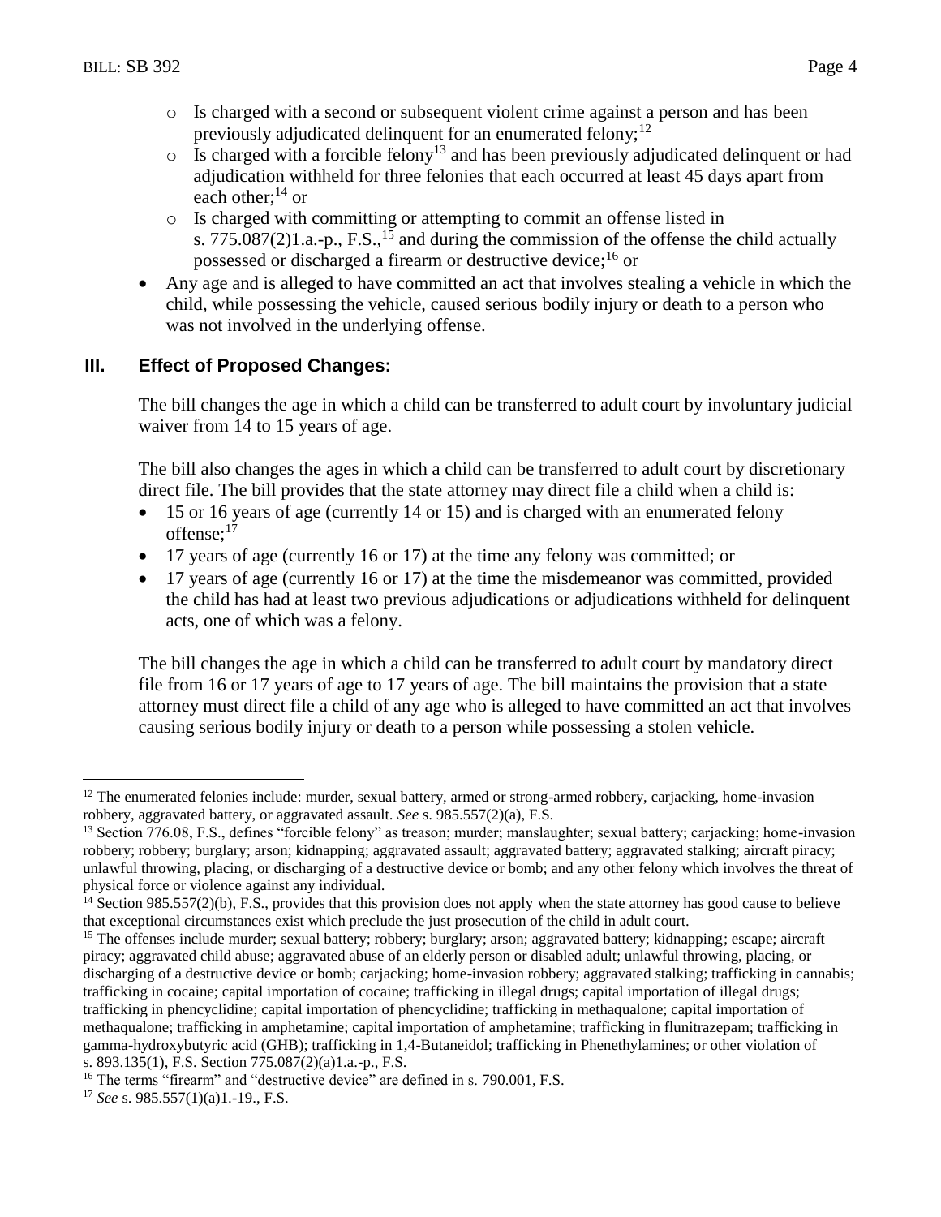- Is charged with a second or subsequent violent crime against a person and has been previously adjudicated delinquent for an enumerated felony;[12]
  - Is charged with a forcible felony[13] and has been previously adjudicated delinquent or had adjudication withheld for three felonies that each occurred at least 45 days apart from each other;[14] or
  - Is charged with committing or attempting to commit an offense listed in s. 775.087(2)1.a.-p., F.S.,[15] and during the commission of the offense the child actually possessed or discharged a firearm or destructive device;[16] or
- Any age and is alleged to have committed an act that involves stealing a vehicle in which the child, while possessing the vehicle, caused serious bodily injury or death to a person who was not involved in the underlying offense.

## III. Effect of Proposed Changes:

The bill changes the age in which a child can be transferred to adult court by involuntary judicial waiver from 14 to 15 years of age.

The bill also changes the ages in which a child can be transferred to adult court by discretionary direct file. The bill provides that the state attorney may direct file a child when a child is:

- 15 or 16 years of age (currently 14 or 15) and is charged with an enumerated felony offense;[17]
- 17 years of age (currently 16 or 17) at the time any felony was committed; or
- 17 years of age (currently 16 or 17) at the time the misdemeanor was committed, provided the child has had at least two previous adjudications or adjudications withheld for delinquent acts, one of which was a felony.

The bill changes the age in which a child can be transferred to adult court by mandatory direct file from 16 or 17 years of age to 17 years of age. The bill maintains the provision that a state attorney must direct file a child of any age who is alleged to have committed an act that involves causing serious bodily injury or death to a person while possessing a stolen vehicle.

---

[12] The enumerated felonies include: murder, sexual battery, armed or strong-armed robbery, carjacking, home-invasion robbery, aggravated battery, or aggravated assault. *See* s. 985.557(2)(a), F.S.

[13] Section 776.08, F.S., defines "forcible felony" as treason; murder; manslaughter; sexual battery; carjacking; home-invasion robbery; robbery; burglary; arson; kidnapping; aggravated assault; aggravated battery; aggravated stalking; aircraft piracy; unlawful throwing, placing, or discharging of a destructive device or bomb; and any other felony which involves the threat of physical force or violence against any individual.

[14] Section 985.557(2)(b), F.S., provides that this provision does not apply when the state attorney has good cause to believe that exceptional circumstances exist which preclude the just prosecution of the child in adult court.

[15] The offenses include murder; sexual battery; robbery; burglary; arson; aggravated battery; kidnapping; escape; aircraft piracy; aggravated child abuse; aggravated abuse of an elderly person or disabled adult; unlawful throwing, placing, or discharging of a destructive device or bomb; carjacking; home-invasion robbery; aggravated stalking; trafficking in cannabis; trafficking in cocaine; capital importation of cocaine; trafficking in illegal drugs; capital importation of illegal drugs; trafficking in phencyclidine; capital importation of phencyclidine; trafficking in methaqualone; capital importation of methaqualone; trafficking in amphetamine; capital importation of amphetamine; trafficking in flunitrazepam; trafficking in gamma-hydroxybutyric acid (GHB); trafficking in 1,4-Butaneidol; trafficking in Phenethylamines; or other violation of s. 893.135(1), F.S. Section 775.087(2)(a)1.a.-p., F.S.

[16] The terms "firearm" and "destructive device" are defined in s. 790.001, F.S.

[17] *See* s. 985.557(1)(a)1.-19., F.S.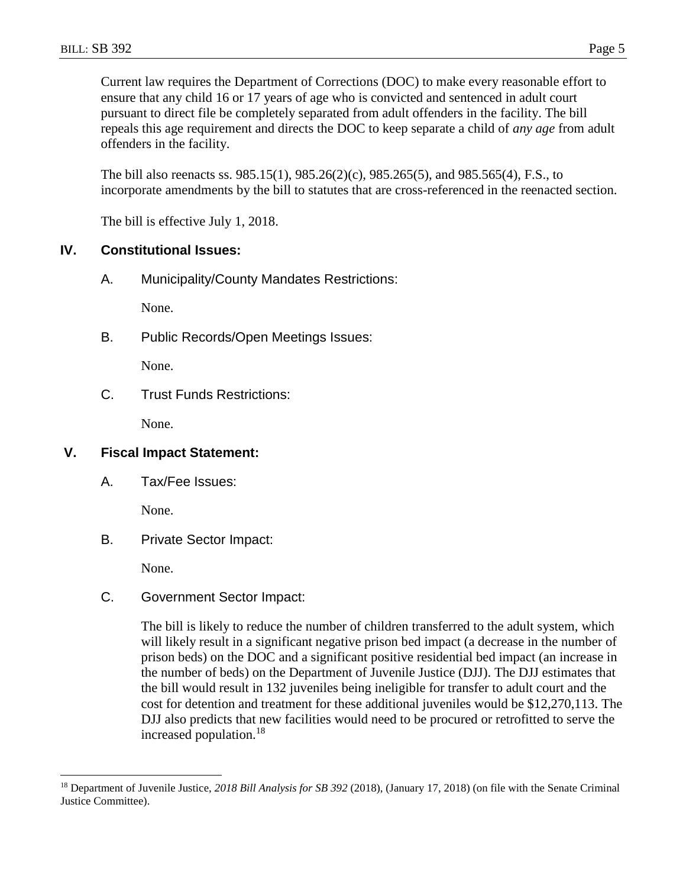Current law requires the Department of Corrections (DOC) to make every reasonable effort to ensure that any child 16 or 17 years of age who is convicted and sentenced in adult court pursuant to direct file be completely separated from adult offenders in the facility. The bill repeals this age requirement and directs the DOC to keep separate a child of *any age* from adult offenders in the facility.

The bill also reenacts ss. 985.15(1), 985.26(2)(c), 985.265(5), and 985.565(4), F.S., to incorporate amendments by the bill to statutes that are cross-referenced in the reenacted section.

The bill is effective July 1, 2018.

## IV. Constitutional Issues:

### A. Municipality/County Mandates Restrictions:

None.

### B. Public Records/Open Meetings Issues:

None.

### C. Trust Funds Restrictions:

None.

## V. Fiscal Impact Statement:

### A. Tax/Fee Issues:

None.

### B. Private Sector Impact:

None.

### C. Government Sector Impact:

The bill is likely to reduce the number of children transferred to the adult system, which will likely result in a significant negative prison bed impact (a decrease in the number of prison beds) on the DOC and a significant positive residential bed impact (an increase in the number of beds) on the Department of Juvenile Justice (DJJ). The DJJ estimates that the bill would result in 132 juveniles being ineligible for transfer to adult court and the cost for detention and treatment for these additional juveniles would be $12,270,113. The DJJ also predicts that new facilities would need to be procured or retrofitted to serve the increased population.[18]

---

[18] Department of Juvenile Justice, *2018 Bill Analysis for SB 392* (2018), (January 17, 2018) (on file with the Senate Criminal Justice Committee).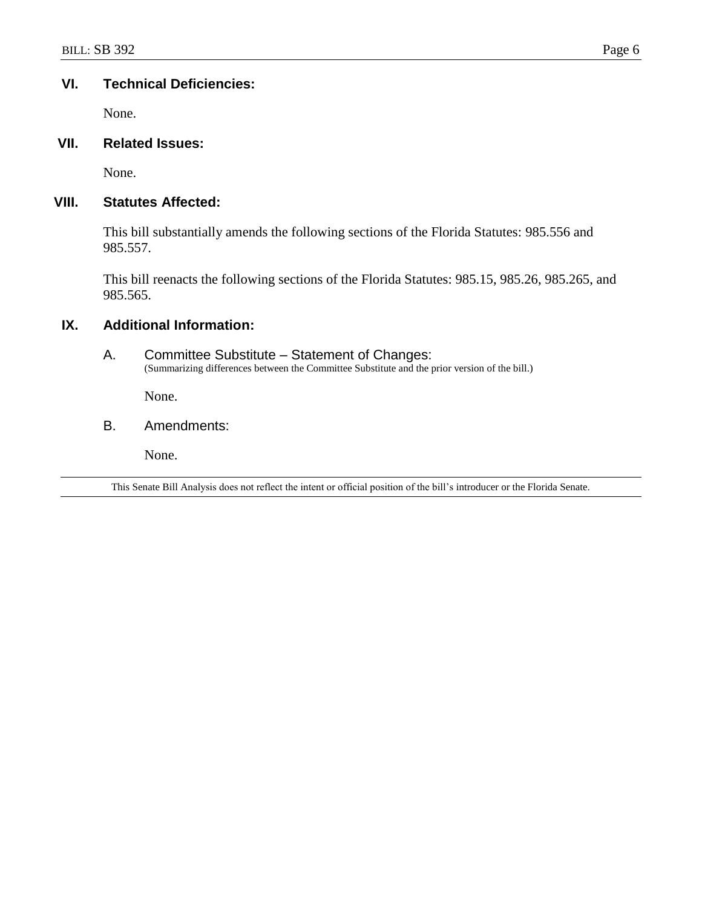## VI. Technical Deficiencies:

None.

## VII. Related Issues:

None.

## VIII. Statutes Affected:

This bill substantially amends the following sections of the Florida Statutes: 985.556 and 985.557.

This bill reenacts the following sections of the Florida Statutes: 985.15, 985.26, 985.265, and 985.565.

## IX. Additional Information:

### A. Committee Substitute – Statement of Changes:

(Summarizing differences between the Committee Substitute and the prior version of the bill.)

None.

### B. Amendments:

None.

This Senate Bill Analysis does not reflect the intent or official position of the bill's introducer or the Florida Senate.